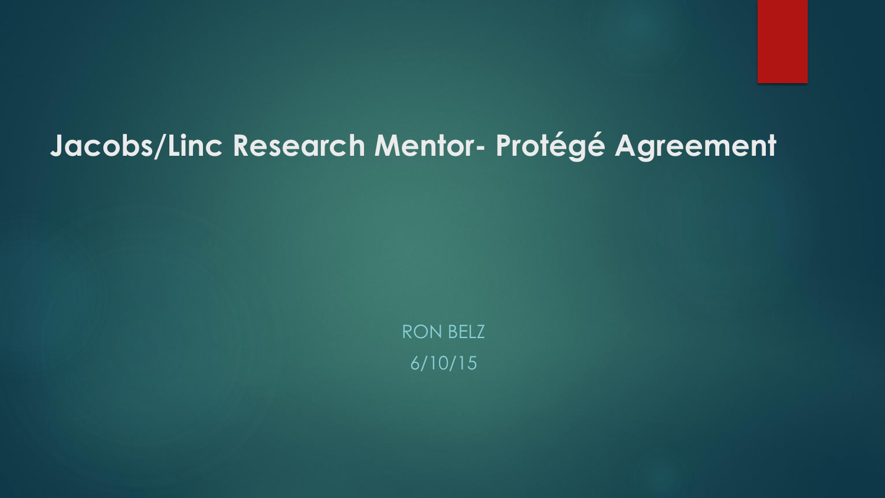# Jacobs/Linc Research Mentor- Protégé Agreement

RON BELZ

6/10/15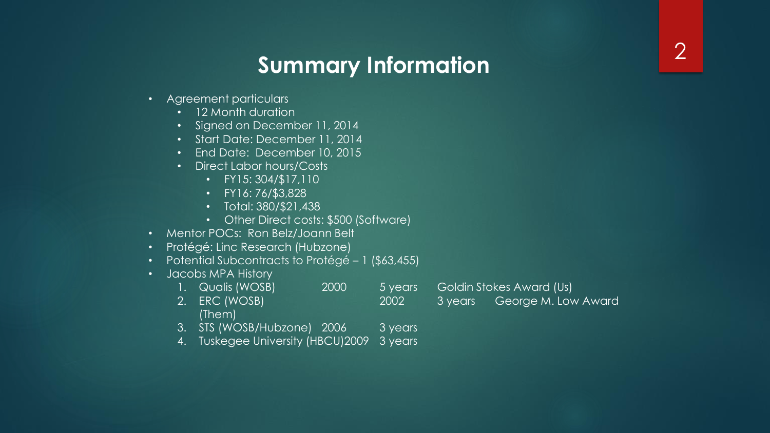# Summary Information

- Agreement particulars
  - 12 Month duration
  - Signed on December 11, 2014
  - Start Date: December 11, 2014
  - End Date: December 10, 2015
  - Direct Labor hours/Costs
    - FY15: 304/$17,110
    - FY16: 76/$3,828
    - Total: 380/$21,438
    - Other Direct costs: $500 (Software)
- Mentor POCs: Ron Belz/Joann Belt
- Protégé: Linc Research (Hubzone)
- Potential Subcontracts to Protégé – 1 ($63,455)
- Jacobs MPA History
  1. Qualis (WOSB) 2000 5 years Goldin Stokes Award (Us)
  2. ERC (WOSB) 2002 3 years George M. Low Award (Them)
  3. STS (WOSB/Hubzone) 2006 3 years
  4. Tuskegee University (HBCU) 2009 3 years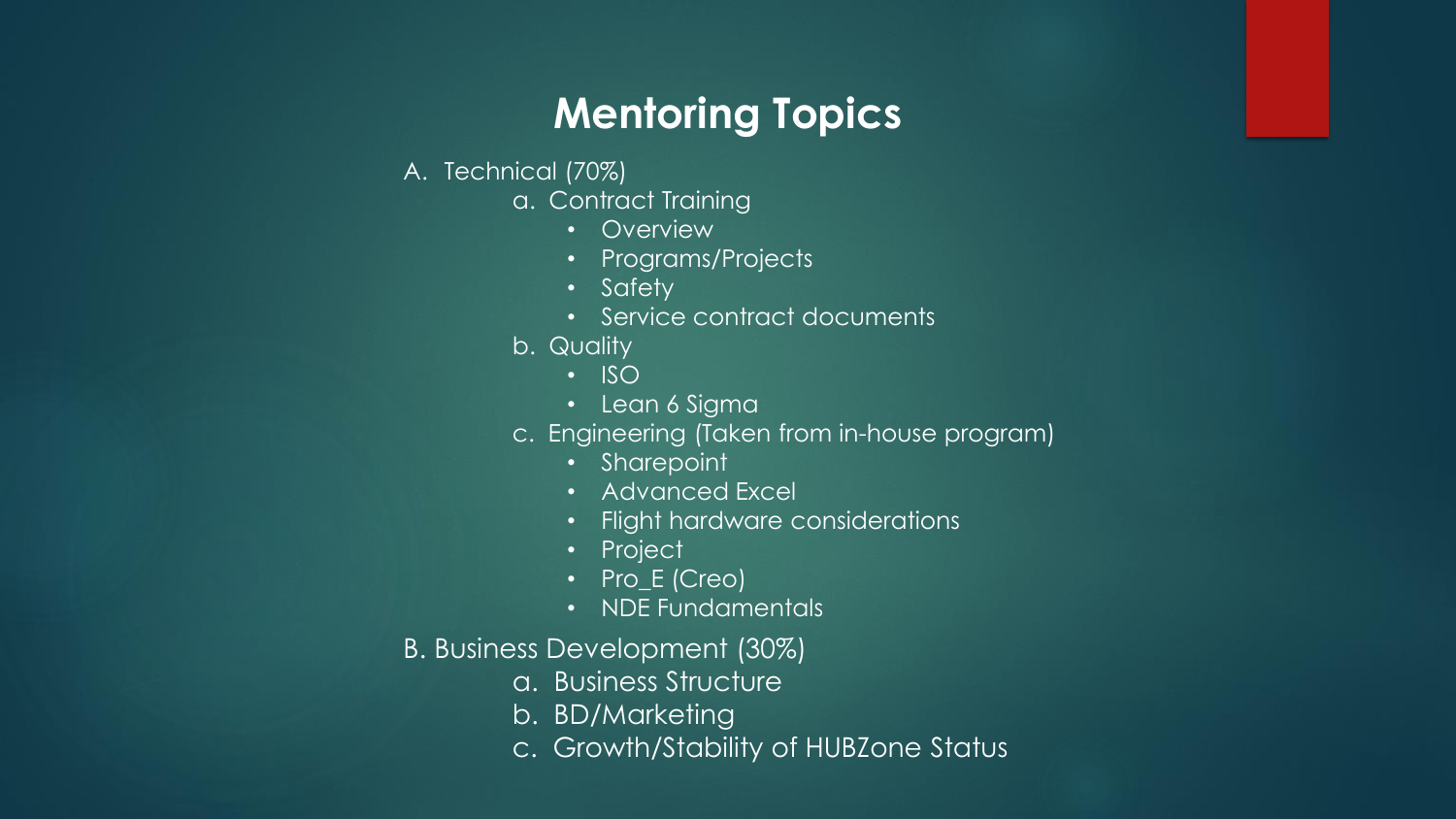# Mentoring Topics

A. Technical (70%)

  a. Contract Training
  - Overview
  - Programs/Projects
  - Safety
  - Service contract documents

  b. Quality
  - ISO
  - Lean 6 Sigma

  c. Engineering (Taken from in-house program)
  - Sharepoint
  - Advanced Excel
  - Flight hardware considerations
  - Project
  - Pro_E (Creo)
  - NDE Fundamentals

B. Business Development (30%)

  a. Business Structure

  b. BD/Marketing

  c. Growth/Stability of HUBZone Status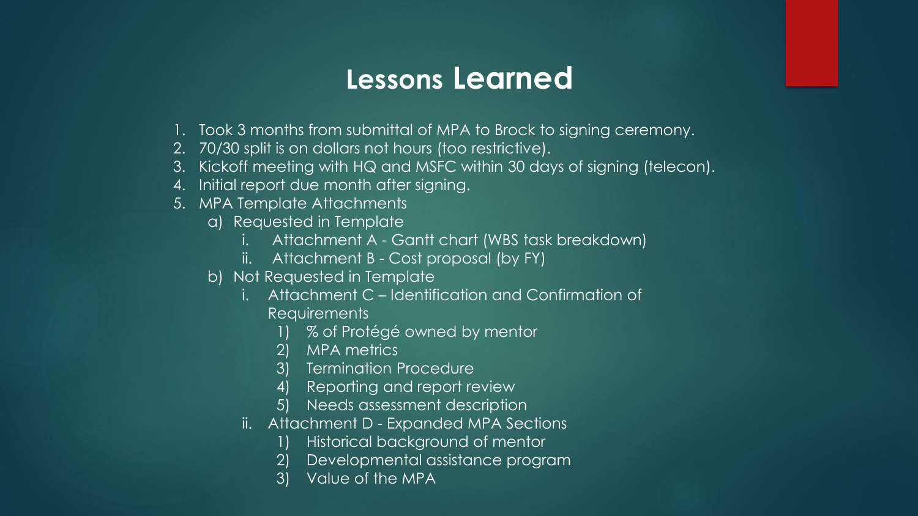# Lessons Learned

1. Took 3 months from submittal of MPA to Brock to signing ceremony.
2. 70/30 split is on dollars not hours (too restrictive).
3. Kickoff meeting with HQ and MSFC within 30 days of signing (telecon).
4. Initial report due month after signing.
5. MPA Template Attachments
   a) Requested in Template
      i. Attachment A - Gantt chart (WBS task breakdown)
      ii. Attachment B - Cost proposal (by FY)
   b) Not Requested in Template
      i. Attachment C – Identification and Confirmation of Requirements
         1) % of Protégé owned by mentor
         2) MPA metrics
         3) Termination Procedure
         4) Reporting and report review
         5) Needs assessment description
      ii. Attachment D - Expanded MPA Sections
         1) Historical background of mentor
         2) Developmental assistance program
         3) Value of the MPA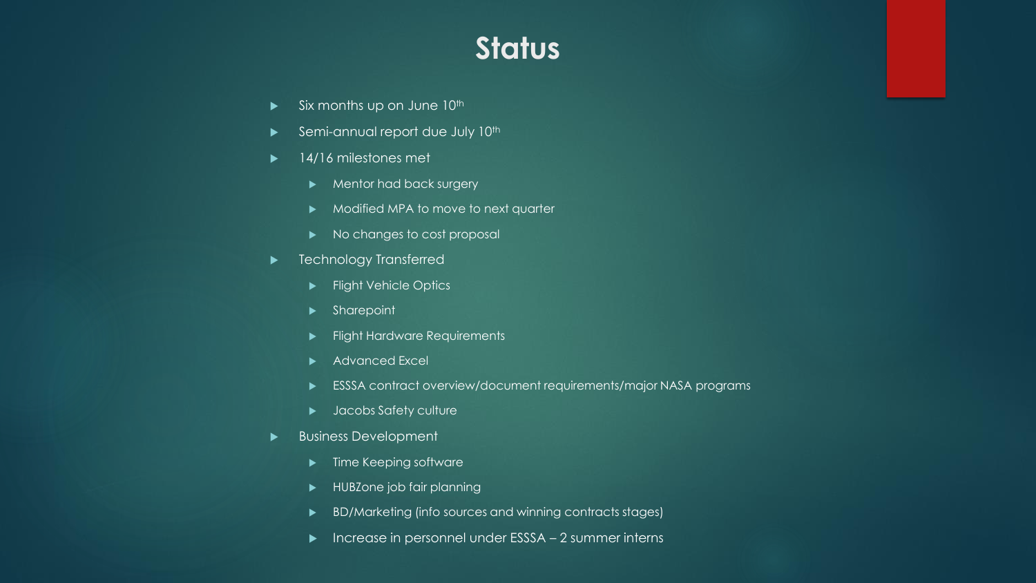# Status

- Six months up on June 10th
- Semi-annual report due July 10th
- 14/16 milestones met
  - Mentor had back surgery
  - Modified MPA to move to next quarter
  - No changes to cost proposal
- Technology Transferred
  - Flight Vehicle Optics
  - Sharepoint
  - Flight Hardware Requirements
  - Advanced Excel
  - ESSSA contract overview/document requirements/major NASA programs
  - Jacobs Safety culture
- Business Development
  - Time Keeping software
  - HUBZone job fair planning
  - BD/Marketing (info sources and winning contracts stages)
  - Increase in personnel under ESSSA – 2 summer interns